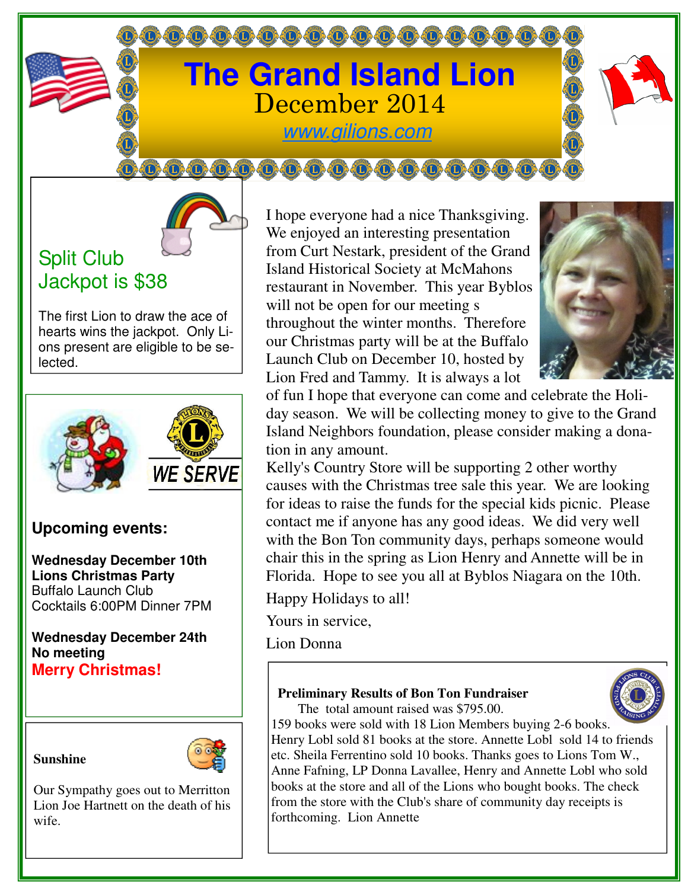# The Grand Island Lion

December 2014

www.gilions.com

## Split Club Jackpot is $38

The first Lion to draw the ace of hearts wins the jackpot. Only Lions present are eligible to be selected.

WE SERVE

### Upcoming events:

**Wednesday December 10th**
**Lions Christmas Party**
Buffalo Launch Club
Cocktails 6:00PM Dinner 7PM

**Wednesday December 24th**
**No meeting**
**Merry Christmas!**

**Sunshine**

Our Sympathy goes out to Merritton Lion Joe Hartnett on the death of his wife.

I hope everyone had a nice Thanksgiving. We enjoyed an interesting presentation from Curt Nestark, president of the Grand Island Historical Society at McMahons restaurant in November. This year Byblos will not be open for our meeting s throughout the winter months. Therefore our Christmas party will be at the Buffalo Launch Club on December 10, hosted by Lion Fred and Tammy. It is always a lot of fun I hope that everyone can come and celebrate the Holiday season. We will be collecting money to give to the Grand Island Neighbors foundation, please consider making a donation in any amount.

Kelly's Country Store will be supporting 2 other worthy causes with the Christmas tree sale this year. We are looking for ideas to raise the funds for the special kids picnic. Please contact me if anyone has any good ideas. We did very well with the Bon Ton community days, perhaps someone would chair this in the spring as Lion Henry and Annette will be in Florida. Hope to see you all at Byblos Niagara on the 10th.

Happy Holidays to all!

Yours in service,

Lion Donna

**Preliminary Results of Bon Ton Fundraiser**

The total amount raised was $795.00.
159 books were sold with 18 Lion Members buying 2-6 books. Henry Lobl sold 81 books at the store. Annette Lobl sold 14 to friends etc. Sheila Ferrentino sold 10 books. Thanks goes to Lions Tom W., Anne Fafning, LP Donna Lavallee, Henry and Annette Lobl who sold books at the store and all of the Lions who bought books. The check from the store with the Club's share of community day receipts is forthcoming. Lion Annette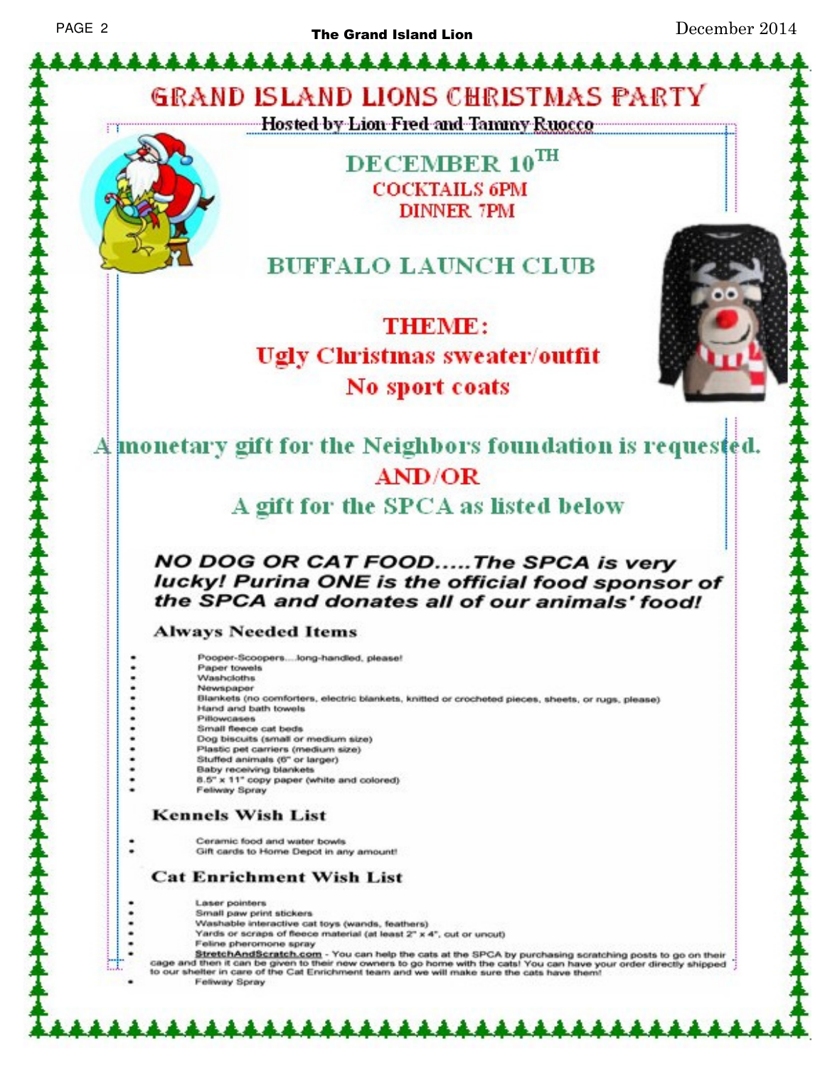# GRAND ISLAND LIONS CHRISTMAS PARTY

**Hosted by Lion Fred and Tammy Ruocco**

## DECEMBER 10TH

**COCKTAILS 6PM**
**DINNER 7PM**

## BUFFALO LAUNCH CLUB

**THEME:**
**Ugly Christmas sweater/outfit**
**No sport coats**

**A monetary gift for the Neighbors foundation is requested.**
**AND/OR**
**A gift for the SPCA as listed below**

***NO DOG OR CAT FOOD.....The SPCA is very lucky! Purina ONE is the official food sponsor of the SPCA and donates all of our animals' food!***

### Always Needed Items

- Pooper-Scoopers....long-handled, please!
- Paper towels
- Washcloths
- Newspaper
- Blankets (no comforters, electric blankets, knitted or crocheted pieces, sheets, or rugs, please)
- Hand and bath towels
- Pillowcases
- Small fleece cat beds
- Dog biscuits (small or medium size)
- Plastic pet carriers (medium size)
- Stuffed animals (6" or larger)
- Baby receiving blankets
- 8.5" x 11" copy paper (white and colored)
- Feliway Spray

### Kennels Wish List

- Ceramic food and water bowls
- Gift cards to Home Depot in any amount!

### Cat Enrichment Wish List

- Laser pointers
- Small paw print stickers
- Washable interactive cat toys (wands, feathers)
- Yards or scraps of fleece material (at least 2" x 4", cut or uncut)
- Feline pheromone spray
- StretchAndScratch.com - You can help the cats at the SPCA by purchasing scratching posts to go on their cage and then it can be given to their new owners to go home with the cats! You can have your order directly shipped to our shelter in care of the Cat Enrichment team and we will make sure the cats have them!
- Feliway Spray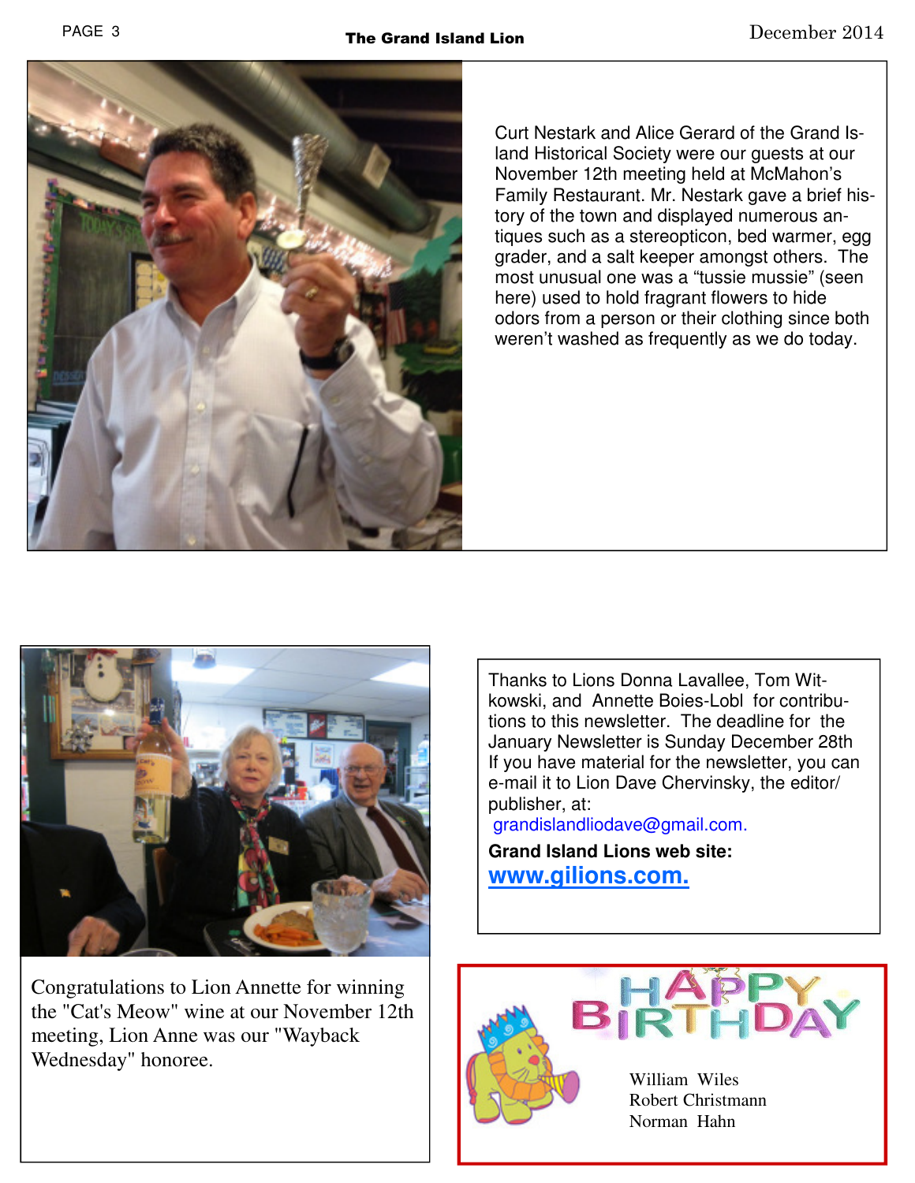Curt Nestark and Alice Gerard of the Grand Island Historical Society were our guests at our November 12th meeting held at McMahon's Family Restaurant. Mr. Nestark gave a brief history of the town and displayed numerous antiques such as a stereopticon, bed warmer, egg grader, and a salt keeper amongst others. The most unusual one was a "tussie mussie" (seen here) used to hold fragrant flowers to hide odors from a person or their clothing since both weren't washed as frequently as we do today.

Congratulations to Lion Annette for winning the "Cat's Meow" wine at our November 12th meeting, Lion Anne was our "Wayback Wednesday" honoree.

Thanks to Lions Donna Lavallee, Tom Witkowski, and Annette Boies-Lobl for contributions to this newsletter. The deadline for the January Newsletter is Sunday December 28th If you have material for the newsletter, you can e-mail it to Lion Dave Chervinsky, the editor/publisher, at:
grandislandliodave@gmail.com.

**Grand Island Lions web site:**
**www.gilions.com.**

## HAPPY BIRTHDAY

William Wiles
Robert Christmann
Norman Hahn